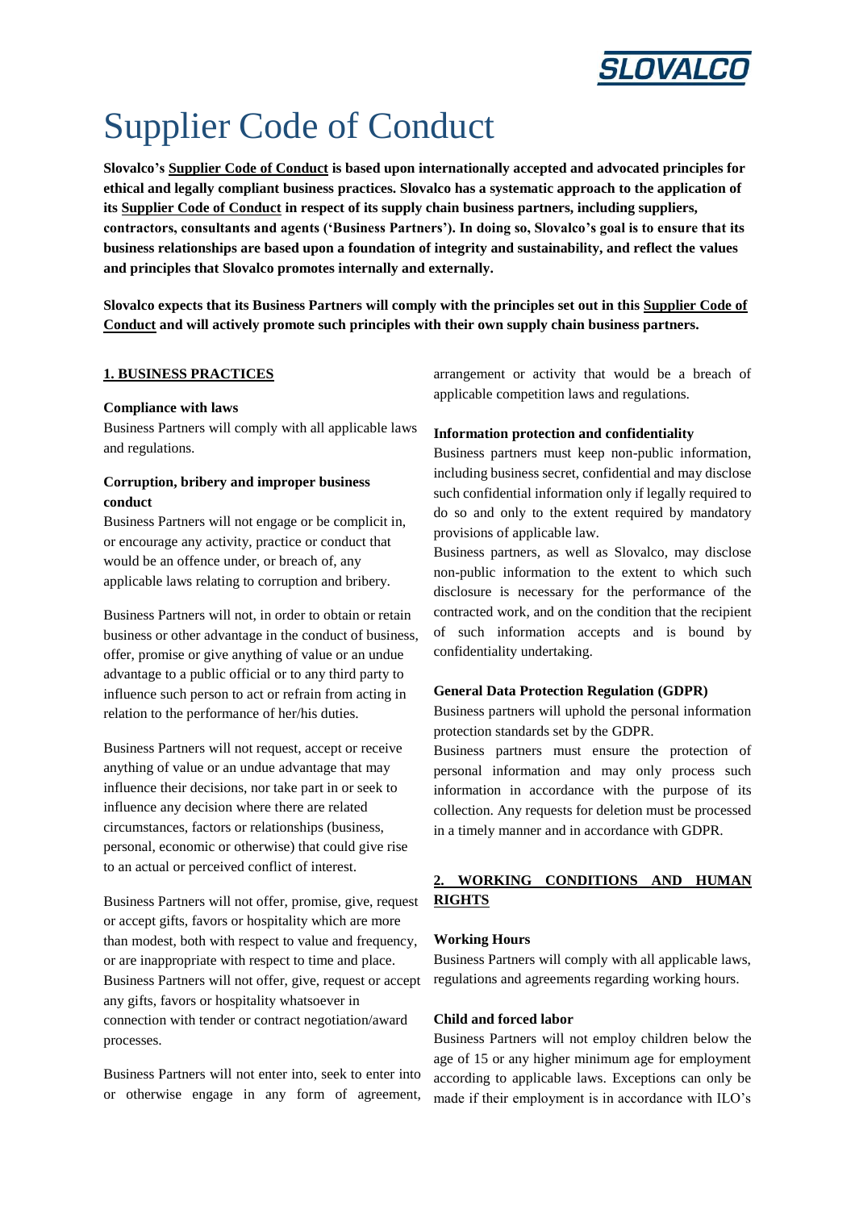# Supplier Code of Conduct

**Slovalco's <u>Supplier Code of Conduct</u> is based upon internationally accepted and advocated principles for ethical and legally compliant business practices. Slovalco has a systematic approach to the application of its <u>Supplier Code of Conduct</u> in respect of its supply chain business partners, including suppliers, contractors, consultants and agents ('Business Partners'). In doing so, Slovalco's goal is to ensure that its business relationships are based upon a foundation of integrity and sustainability, and reflect the values and principles that Slovalco promotes internally and externally.**

**Slovalco expects that its Business Partners will comply with the principles set out in this <u>Supplier Code of Conduct</u> and will actively promote such principles with their own supply chain business partners.**

## 1. BUSINESS PRACTICES

**Compliance with laws**

Business Partners will comply with all applicable laws and regulations.

**Corruption, bribery and improper business conduct**

Business Partners will not engage or be complicit in, or encourage any activity, practice or conduct that would be an offence under, or breach of, any applicable laws relating to corruption and bribery.

Business Partners will not, in order to obtain or retain business or other advantage in the conduct of business, offer, promise or give anything of value or an undue advantage to a public official or to any third party to influence such person to act or refrain from acting in relation to the performance of her/his duties.

Business Partners will not request, accept or receive anything of value or an undue advantage that may influence their decisions, nor take part in or seek to influence any decision where there are related circumstances, factors or relationships (business, personal, economic or otherwise) that could give rise to an actual or perceived conflict of interest.

Business Partners will not offer, promise, give, request or accept gifts, favors or hospitality which are more than modest, both with respect to value and frequency, or are inappropriate with respect to time and place. Business Partners will not offer, give, request or accept any gifts, favors or hospitality whatsoever in connection with tender or contract negotiation/award processes.

Business Partners will not enter into, seek to enter into or otherwise engage in any form of agreement, arrangement or activity that would be a breach of applicable competition laws and regulations.

**Information protection and confidentiality**

Business partners must keep non-public information, including business secret, confidential and may disclose such confidential information only if legally required to do so and only to the extent required by mandatory provisions of applicable law.

Business partners, as well as Slovalco, may disclose non-public information to the extent to which such disclosure is necessary for the performance of the contracted work, and on the condition that the recipient of such information accepts and is bound by confidentiality undertaking.

**General Data Protection Regulation (GDPR)**

Business partners will uphold the personal information protection standards set by the GDPR.

Business partners must ensure the protection of personal information and may only process such information in accordance with the purpose of its collection. Any requests for deletion must be processed in a timely manner and in accordance with GDPR.

## 2. WORKING CONDITIONS AND HUMAN RIGHTS

**Working Hours**

Business Partners will comply with all applicable laws, regulations and agreements regarding working hours.

**Child and forced labor**

Business Partners will not employ children below the age of 15 or any higher minimum age for employment according to applicable laws. Exceptions can only be made if their employment is in accordance with ILO's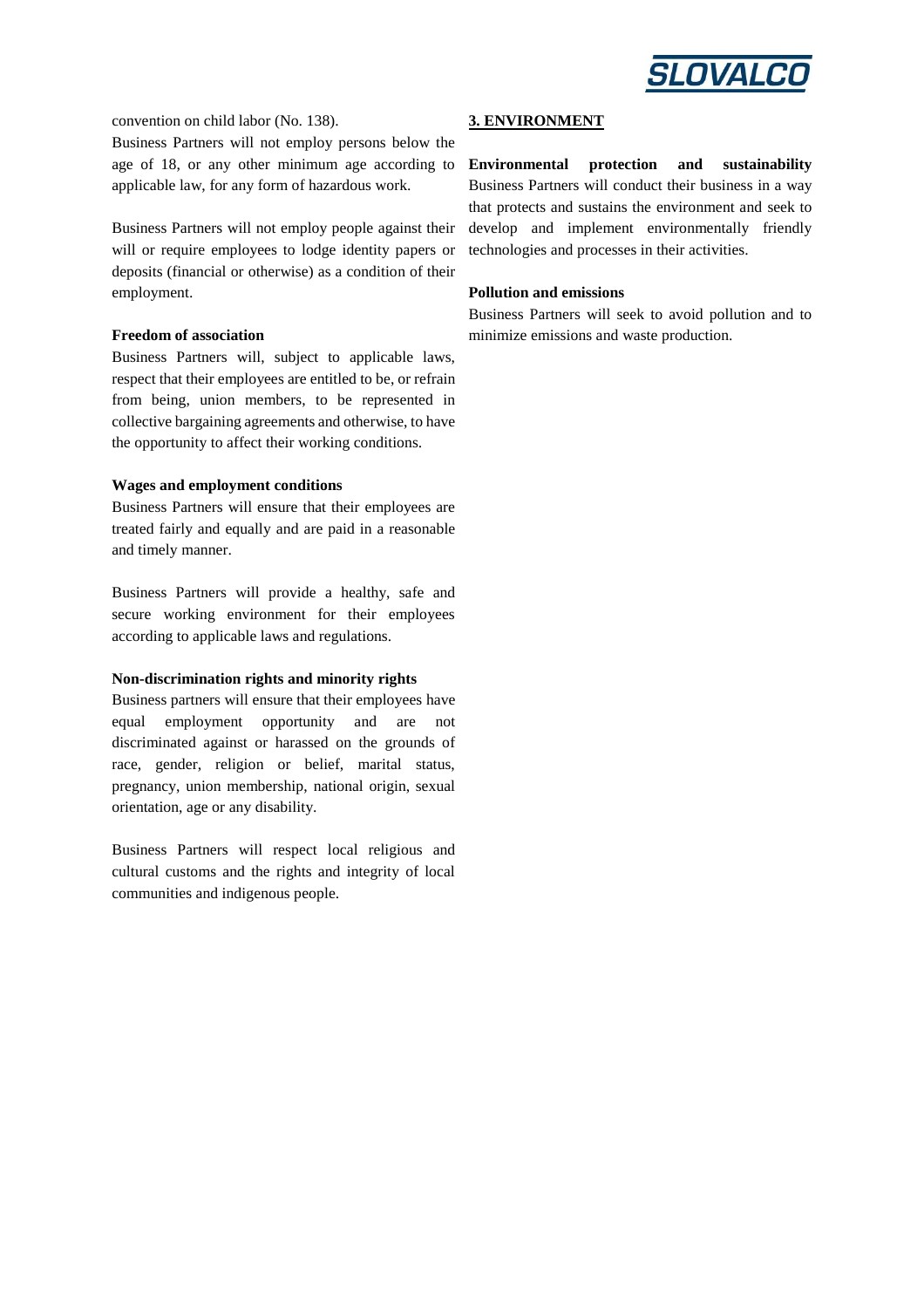convention on child labor (No. 138).

Business Partners will not employ persons below the age of 18, or any other minimum age according to applicable law, for any form of hazardous work.

Business Partners will not employ people against their will or require employees to lodge identity papers or deposits (financial or otherwise) as a condition of their employment.

**Freedom of association**

Business Partners will, subject to applicable laws, respect that their employees are entitled to be, or refrain from being, union members, to be represented in collective bargaining agreements and otherwise, to have the opportunity to affect their working conditions.

**Wages and employment conditions**

Business Partners will ensure that their employees are treated fairly and equally and are paid in a reasonable and timely manner.

Business Partners will provide a healthy, safe and secure working environment for their employees according to applicable laws and regulations.

**Non-discrimination rights and minority rights**

Business partners will ensure that their employees have equal employment opportunity and are not discriminated against or harassed on the grounds of race, gender, religion or belief, marital status, pregnancy, union membership, national origin, sexual orientation, age or any disability.

Business Partners will respect local religious and cultural customs and the rights and integrity of local communities and indigenous people.

## 3. ENVIRONMENT

**Environmental protection and sustainability**

Business Partners will conduct their business in a way that protects and sustains the environment and seek to develop and implement environmentally friendly technologies and processes in their activities.

**Pollution and emissions**

Business Partners will seek to avoid pollution and to minimize emissions and waste production.